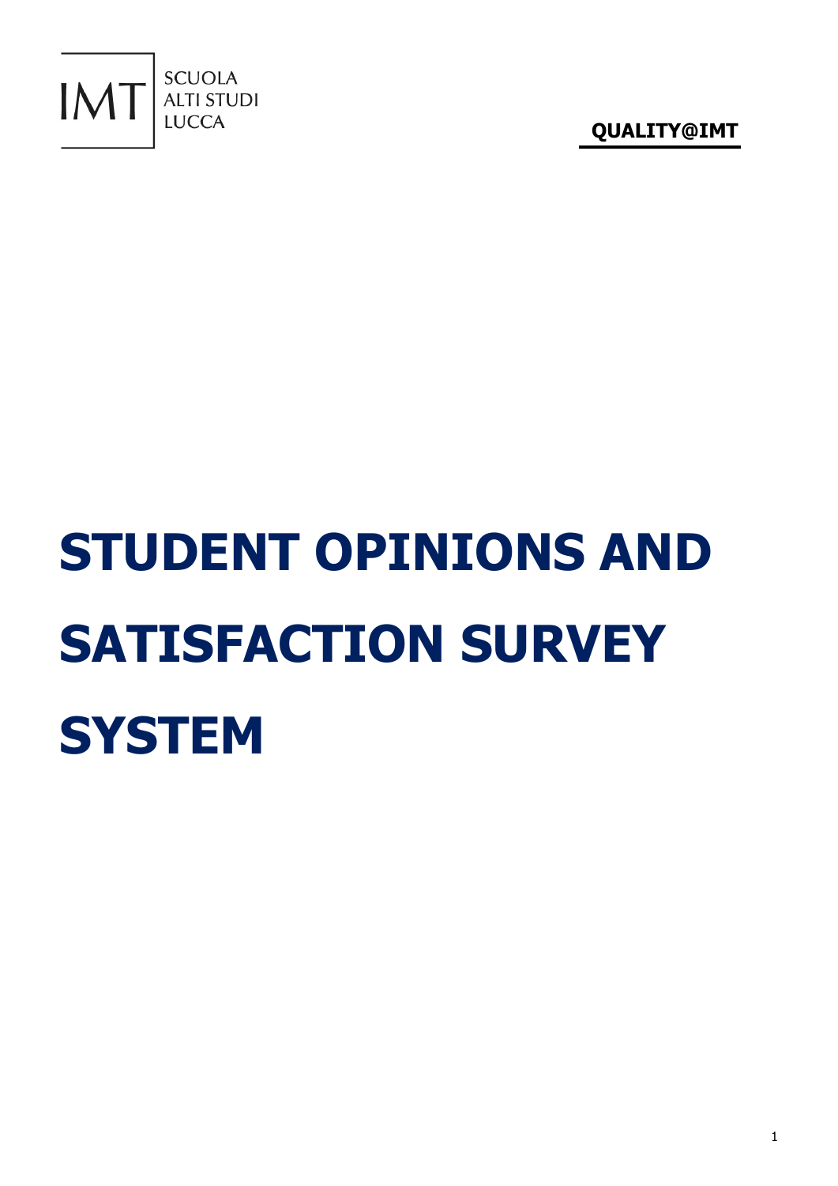IMT SCUOLA ALTI STUDI LUCCA

**QUALITY@IMT**

# STUDENT OPINIONS AND SATISFACTION SURVEY SYSTEM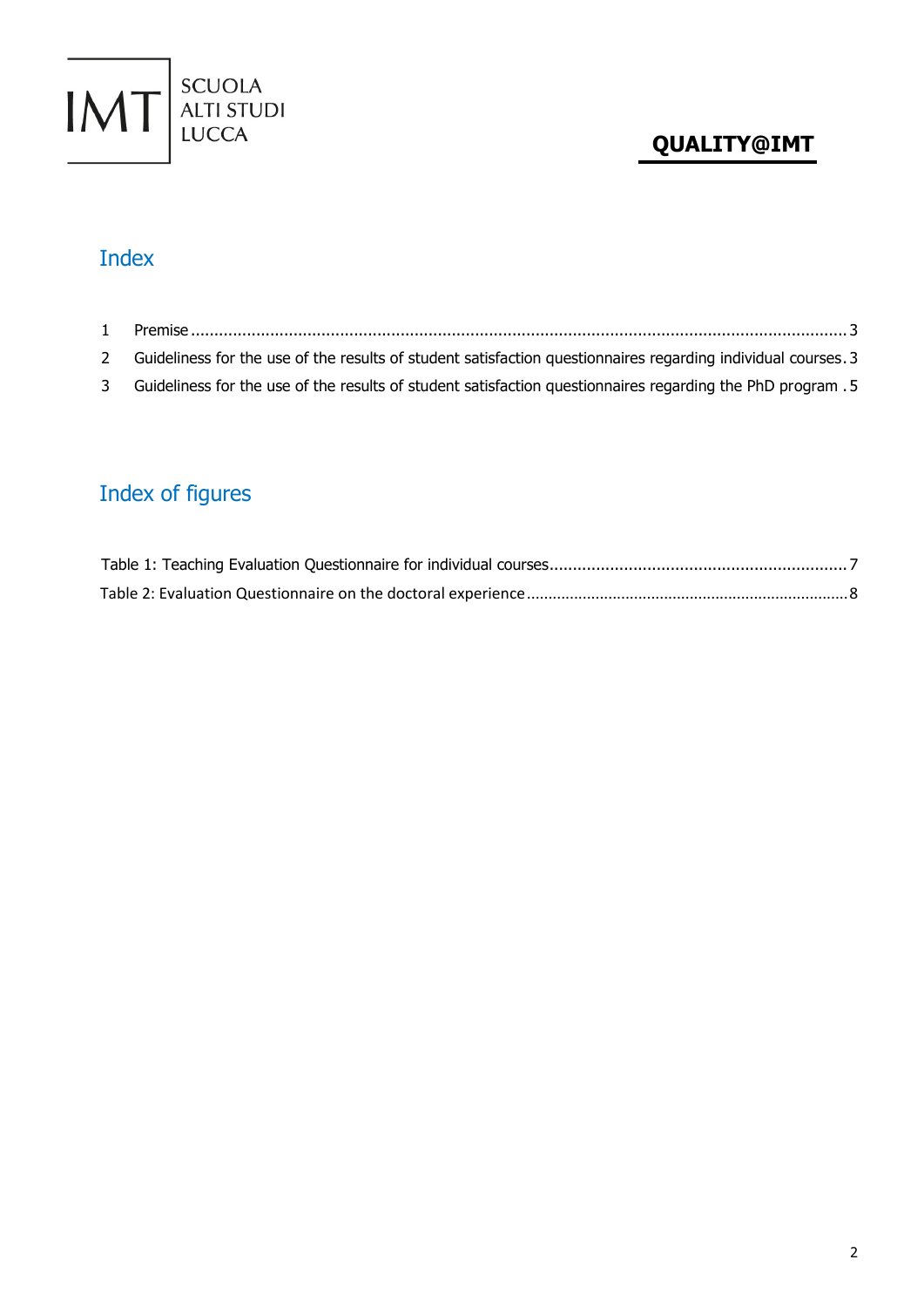## Index

1 Premise ........................................................................................................................................ 3

2 Guideliness for the use of the results of student satisfaction questionnaires regarding individual courses . 3

3 Guideliness for the use of the results of student satisfaction questionnaires regarding the PhD program . 5

## Index of figures

Table 1: Teaching Evaluation Questionnaire for individual courses ................................................................ 7

Table 2: Evaluation Questionnaire on the doctoral experience ........................................................................ 8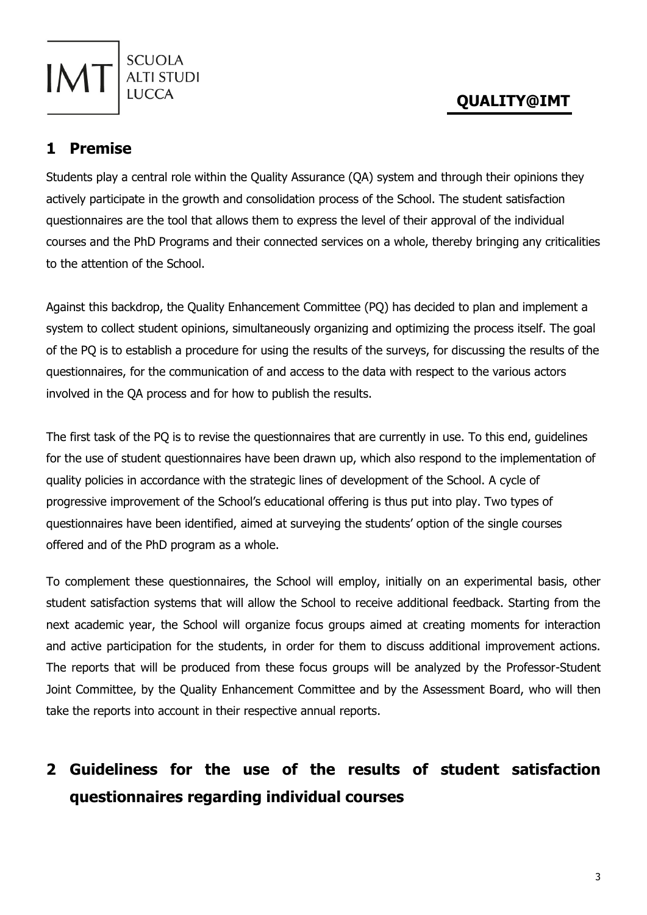# 1 Premise

Students play a central role within the Quality Assurance (QA) system and through their opinions they actively participate in the growth and consolidation process of the School. The student satisfaction questionnaires are the tool that allows them to express the level of their approval of the individual courses and the PhD Programs and their connected services on a whole, thereby bringing any criticalities to the attention of the School.

Against this backdrop, the Quality Enhancement Committee (PQ) has decided to plan and implement a system to collect student opinions, simultaneously organizing and optimizing the process itself. The goal of the PQ is to establish a procedure for using the results of the surveys, for discussing the results of the questionnaires, for the communication of and access to the data with respect to the various actors involved in the QA process and for how to publish the results.

The first task of the PQ is to revise the questionnaires that are currently in use. To this end, guidelines for the use of student questionnaires have been drawn up, which also respond to the implementation of quality policies in accordance with the strategic lines of development of the School. A cycle of progressive improvement of the School's educational offering is thus put into play. Two types of questionnaires have been identified, aimed at surveying the students' option of the single courses offered and of the PhD program as a whole.

To complement these questionnaires, the School will employ, initially on an experimental basis, other student satisfaction systems that will allow the School to receive additional feedback. Starting from the next academic year, the School will organize focus groups aimed at creating moments for interaction and active participation for the students, in order for them to discuss additional improvement actions. The reports that will be produced from these focus groups will be analyzed by the Professor-Student Joint Committee, by the Quality Enhancement Committee and by the Assessment Board, who will then take the reports into account in their respective annual reports.

# 2 Guideliness for the use of the results of student satisfaction questionnaires regarding individual courses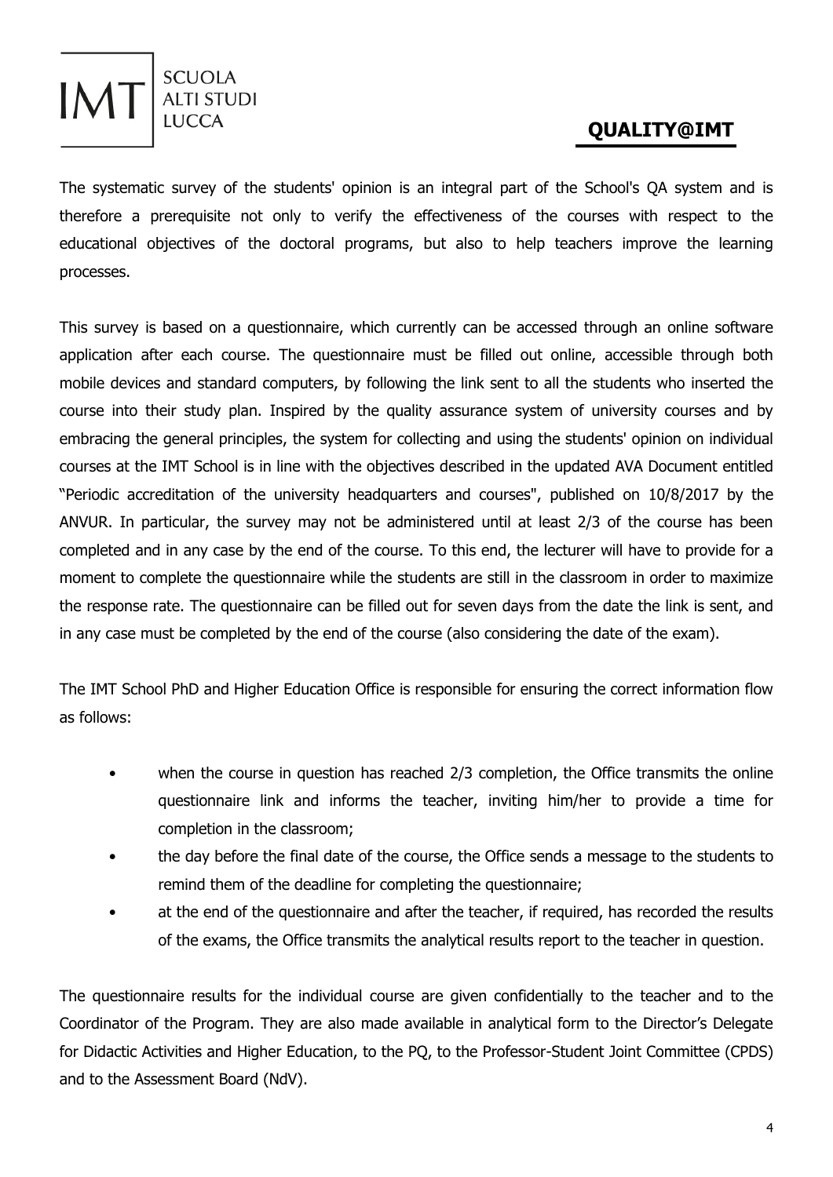The systematic survey of the students' opinion is an integral part of the School's QA system and is therefore a prerequisite not only to verify the effectiveness of the courses with respect to the educational objectives of the doctoral programs, but also to help teachers improve the learning processes.

This survey is based on a questionnaire, which currently can be accessed through an online software application after each course. The questionnaire must be filled out online, accessible through both mobile devices and standard computers, by following the link sent to all the students who inserted the course into their study plan. Inspired by the quality assurance system of university courses and by embracing the general principles, the system for collecting and using the students' opinion on individual courses at the IMT School is in line with the objectives described in the updated AVA Document entitled "Periodic accreditation of the university headquarters and courses", published on 10/8/2017 by the ANVUR. In particular, the survey may not be administered until at least 2/3 of the course has been completed and in any case by the end of the course. To this end, the lecturer will have to provide for a moment to complete the questionnaire while the students are still in the classroom in order to maximize the response rate. The questionnaire can be filled out for seven days from the date the link is sent, and in any case must be completed by the end of the course (also considering the date of the exam).

The IMT School PhD and Higher Education Office is responsible for ensuring the correct information flow as follows:

- when the course in question has reached 2/3 completion, the Office transmits the online questionnaire link and informs the teacher, inviting him/her to provide a time for completion in the classroom;
- the day before the final date of the course, the Office sends a message to the students to remind them of the deadline for completing the questionnaire;
- at the end of the questionnaire and after the teacher, if required, has recorded the results of the exams, the Office transmits the analytical results report to the teacher in question.

The questionnaire results for the individual course are given confidentially to the teacher and to the Coordinator of the Program. They are also made available in analytical form to the Director's Delegate for Didactic Activities and Higher Education, to the PQ, to the Professor-Student Joint Committee (CPDS) and to the Assessment Board (NdV).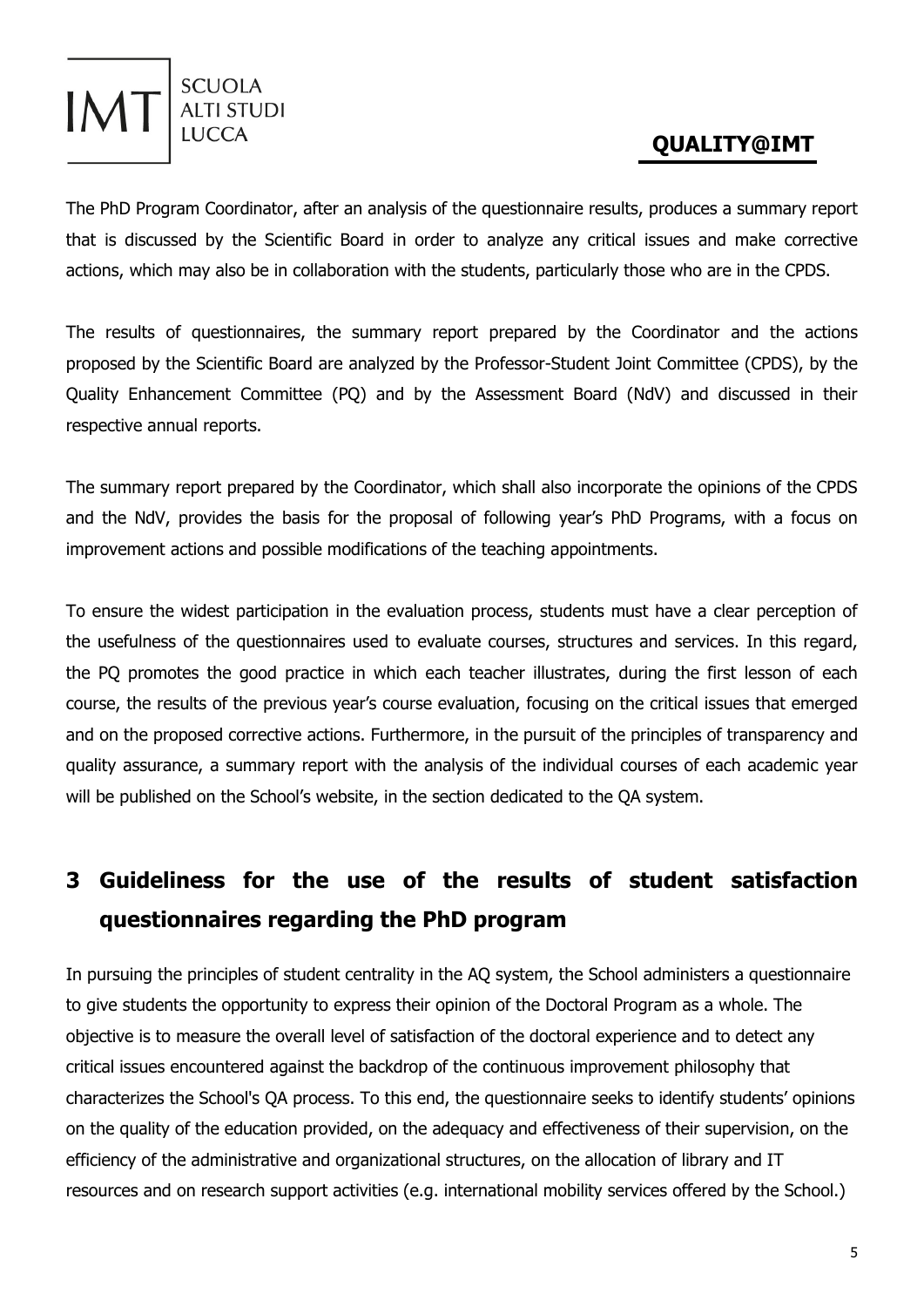The PhD Program Coordinator, after an analysis of the questionnaire results, produces a summary report that is discussed by the Scientific Board in order to analyze any critical issues and make corrective actions, which may also be in collaboration with the students, particularly those who are in the CPDS.

The results of questionnaires, the summary report prepared by the Coordinator and the actions proposed by the Scientific Board are analyzed by the Professor-Student Joint Committee (CPDS), by the Quality Enhancement Committee (PQ) and by the Assessment Board (NdV) and discussed in their respective annual reports.

The summary report prepared by the Coordinator, which shall also incorporate the opinions of the CPDS and the NdV, provides the basis for the proposal of following year's PhD Programs, with a focus on improvement actions and possible modifications of the teaching appointments.

To ensure the widest participation in the evaluation process, students must have a clear perception of the usefulness of the questionnaires used to evaluate courses, structures and services. In this regard, the PQ promotes the good practice in which each teacher illustrates, during the first lesson of each course, the results of the previous year's course evaluation, focusing on the critical issues that emerged and on the proposed corrective actions. Furthermore, in the pursuit of the principles of transparency and quality assurance, a summary report with the analysis of the individual courses of each academic year will be published on the School's website, in the section dedicated to the QA system.

# 3 Guideliness for the use of the results of student satisfaction questionnaires regarding the PhD program

In pursuing the principles of student centrality in the AQ system, the School administers a questionnaire to give students the opportunity to express their opinion of the Doctoral Program as a whole. The objective is to measure the overall level of satisfaction of the doctoral experience and to detect any critical issues encountered against the backdrop of the continuous improvement philosophy that characterizes the School's QA process. To this end, the questionnaire seeks to identify students' opinions on the quality of the education provided, on the adequacy and effectiveness of their supervision, on the efficiency of the administrative and organizational structures, on the allocation of library and IT resources and on research support activities (e.g. international mobility services offered by the School.)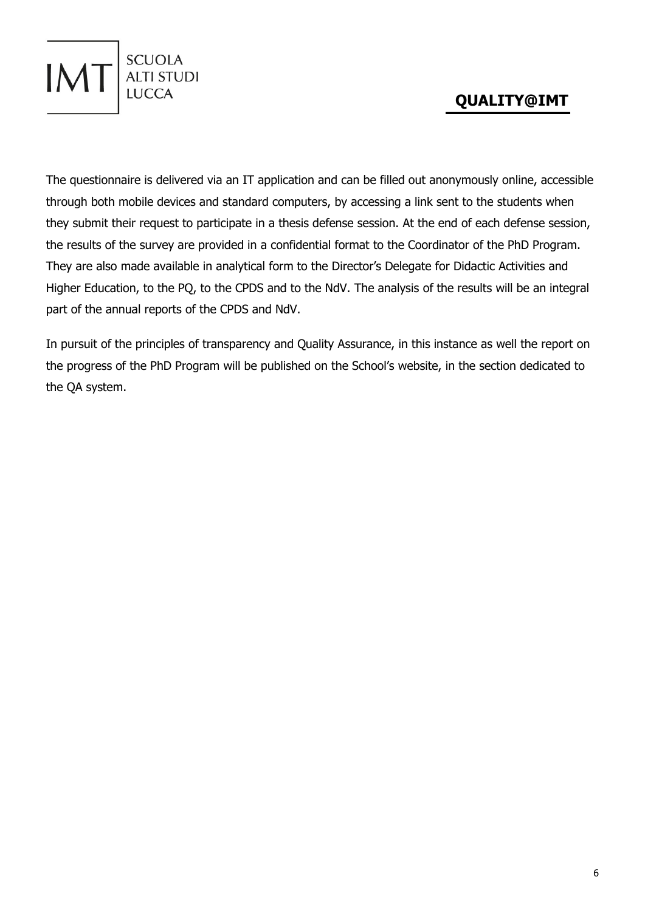The questionnaire is delivered via an IT application and can be filled out anonymously online, accessible through both mobile devices and standard computers, by accessing a link sent to the students when they submit their request to participate in a thesis defense session. At the end of each defense session, the results of the survey are provided in a confidential format to the Coordinator of the PhD Program. They are also made available in analytical form to the Director's Delegate for Didactic Activities and Higher Education, to the PQ, to the CPDS and to the NdV. The analysis of the results will be an integral part of the annual reports of the CPDS and NdV.

In pursuit of the principles of transparency and Quality Assurance, in this instance as well the report on the progress of the PhD Program will be published on the School's website, in the section dedicated to the QA system.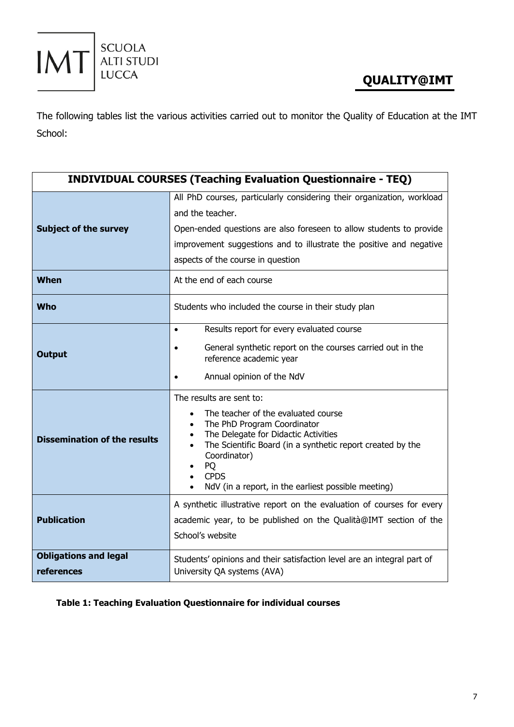The following tables list the various activities carried out to monitor the Quality of Education at the IMT School:

| **INDIVIDUAL COURSES (Teaching Evaluation Questionnaire - TEQ)** | |
|---|---|
| **Subject of the survey** | All PhD courses, particularly considering their organization, workload and the teacher.<br>Open-ended questions are also foreseen to allow students to provide improvement suggestions and to illustrate the positive and negative aspects of the course in question |
| **When** | At the end of each course |
| **Who** | Students who included the course in their study plan |
| **Output** | • Results report for every evaluated course<br>• General synthetic report on the courses carried out in the reference academic year<br>• Annual opinion of the NdV |
| **Dissemination of the results** | The results are sent to:<br>• The teacher of the evaluated course<br>• The PhD Program Coordinator<br>• The Delegate for Didactic Activities<br>• The Scientific Board (in a synthetic report created by the Coordinator)<br>• PQ<br>• CPDS<br>• NdV (in a report, in the earliest possible meeting) |
| **Publication** | A synthetic illustrative report on the evaluation of courses for every academic year, to be published on the Qualità@IMT section of the School's website |
| **Obligations and legal references** | Students' opinions and their satisfaction level are an integral part of University QA systems (AVA) |

**Table 1: Teaching Evaluation Questionnaire for individual courses**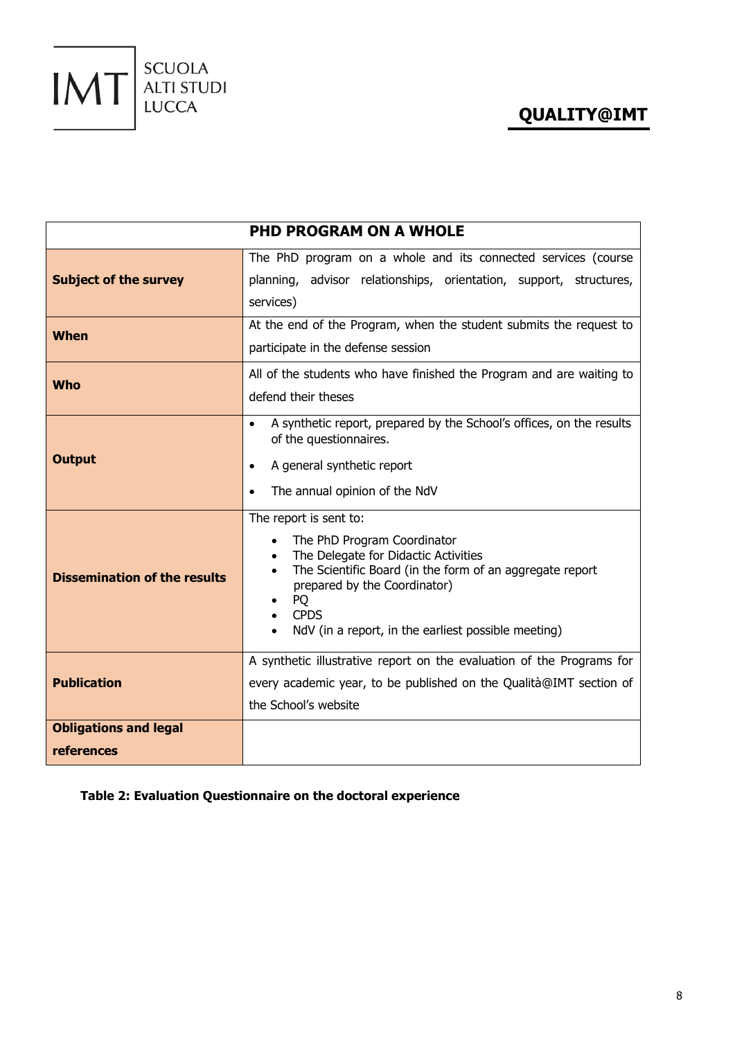| PHD PROGRAM ON A WHOLE | |
|---|---|
| **Subject of the survey** | The PhD program on a whole and its connected services (course planning, advisor relationships, orientation, support, structures, services) |
| **When** | At the end of the Program, when the student submits the request to participate in the defense session |
| **Who** | All of the students who have finished the Program and are waiting to defend their theses |
| **Output** | • A synthetic report, prepared by the School's offices, on the results of the questionnaires.<br>• A general synthetic report<br>• The annual opinion of the NdV |
| **Dissemination of the results** | The report is sent to:<br>• The PhD Program Coordinator<br>• The Delegate for Didactic Activities<br>• The Scientific Board (in the form of an aggregate report prepared by the Coordinator)<br>• PQ<br>• CPDS<br>• NdV (in a report, in the earliest possible meeting) |
| **Publication** | A synthetic illustrative report on the evaluation of the Programs for every academic year, to be published on the Qualità@IMT section of the School's website |
| **Obligations and legal references** | |

**Table 2: Evaluation Questionnaire on the doctoral experience**